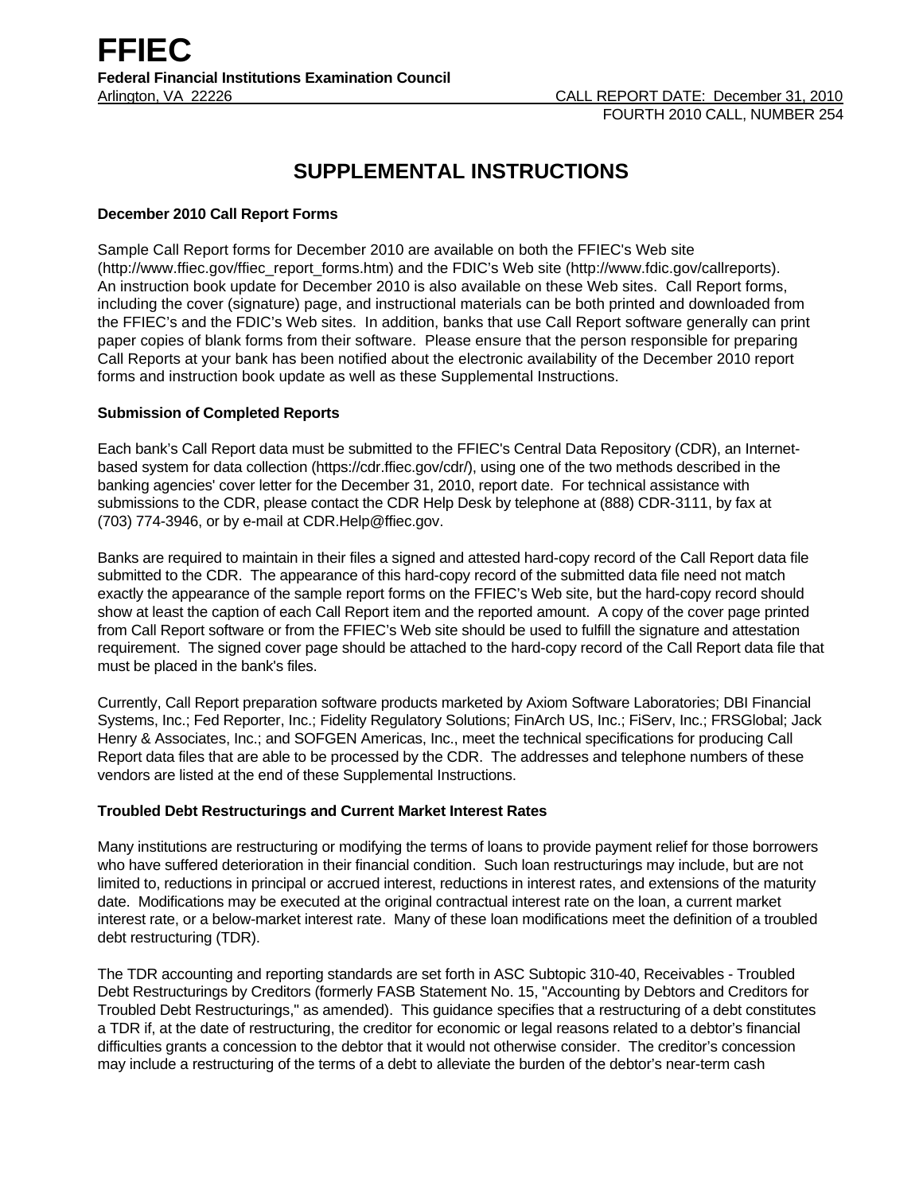# FFIEC

**Federal Financial Institutions Examination Council**

Arlington, VA 22226 CALL REPORT DATE: December 31, 2010

FOURTH 2010 CALL, NUMBER 254

## SUPPLEMENTAL INSTRUCTIONS

### December 2010 Call Report Forms

Sample Call Report forms for December 2010 are available on both the FFIEC's Web site (http://www.ffiec.gov/ffiec_report_forms.htm) and the FDIC's Web site (http://www.fdic.gov/callreports). An instruction book update for December 2010 is also available on these Web sites. Call Report forms, including the cover (signature) page, and instructional materials can be both printed and downloaded from the FFIEC's and the FDIC's Web sites. In addition, banks that use Call Report software generally can print paper copies of blank forms from their software. Please ensure that the person responsible for preparing Call Reports at your bank has been notified about the electronic availability of the December 2010 report forms and instruction book update as well as these Supplemental Instructions.

### Submission of Completed Reports

Each bank's Call Report data must be submitted to the FFIEC's Central Data Repository (CDR), an Internet-based system for data collection (https://cdr.ffiec.gov/cdr/), using one of the two methods described in the banking agencies' cover letter for the December 31, 2010, report date. For technical assistance with submissions to the CDR, please contact the CDR Help Desk by telephone at (888) CDR-3111, by fax at (703) 774-3946, or by e-mail at CDR.Help@ffiec.gov.

Banks are required to maintain in their files a signed and attested hard-copy record of the Call Report data file submitted to the CDR. The appearance of this hard-copy record of the submitted data file need not match exactly the appearance of the sample report forms on the FFIEC's Web site, but the hard-copy record should show at least the caption of each Call Report item and the reported amount. A copy of the cover page printed from Call Report software or from the FFIEC's Web site should be used to fulfill the signature and attestation requirement. The signed cover page should be attached to the hard-copy record of the Call Report data file that must be placed in the bank's files.

Currently, Call Report preparation software products marketed by Axiom Software Laboratories; DBI Financial Systems, Inc.; Fed Reporter, Inc.; Fidelity Regulatory Solutions; FinArch US, Inc.; FiServ, Inc.; FRSGlobal; Jack Henry & Associates, Inc.; and SOFGEN Americas, Inc., meet the technical specifications for producing Call Report data files that are able to be processed by the CDR. The addresses and telephone numbers of these vendors are listed at the end of these Supplemental Instructions.

### Troubled Debt Restructurings and Current Market Interest Rates

Many institutions are restructuring or modifying the terms of loans to provide payment relief for those borrowers who have suffered deterioration in their financial condition. Such loan restructurings may include, but are not limited to, reductions in principal or accrued interest, reductions in interest rates, and extensions of the maturity date. Modifications may be executed at the original contractual interest rate on the loan, a current market interest rate, or a below-market interest rate. Many of these loan modifications meet the definition of a troubled debt restructuring (TDR).

The TDR accounting and reporting standards are set forth in ASC Subtopic 310-40, Receivables - Troubled Debt Restructurings by Creditors (formerly FASB Statement No. 15, "Accounting by Debtors and Creditors for Troubled Debt Restructurings," as amended). This guidance specifies that a restructuring of a debt constitutes a TDR if, at the date of restructuring, the creditor for economic or legal reasons related to a debtor's financial difficulties grants a concession to the debtor that it would not otherwise consider. The creditor's concession may include a restructuring of the terms of a debt to alleviate the burden of the debtor's near-term cash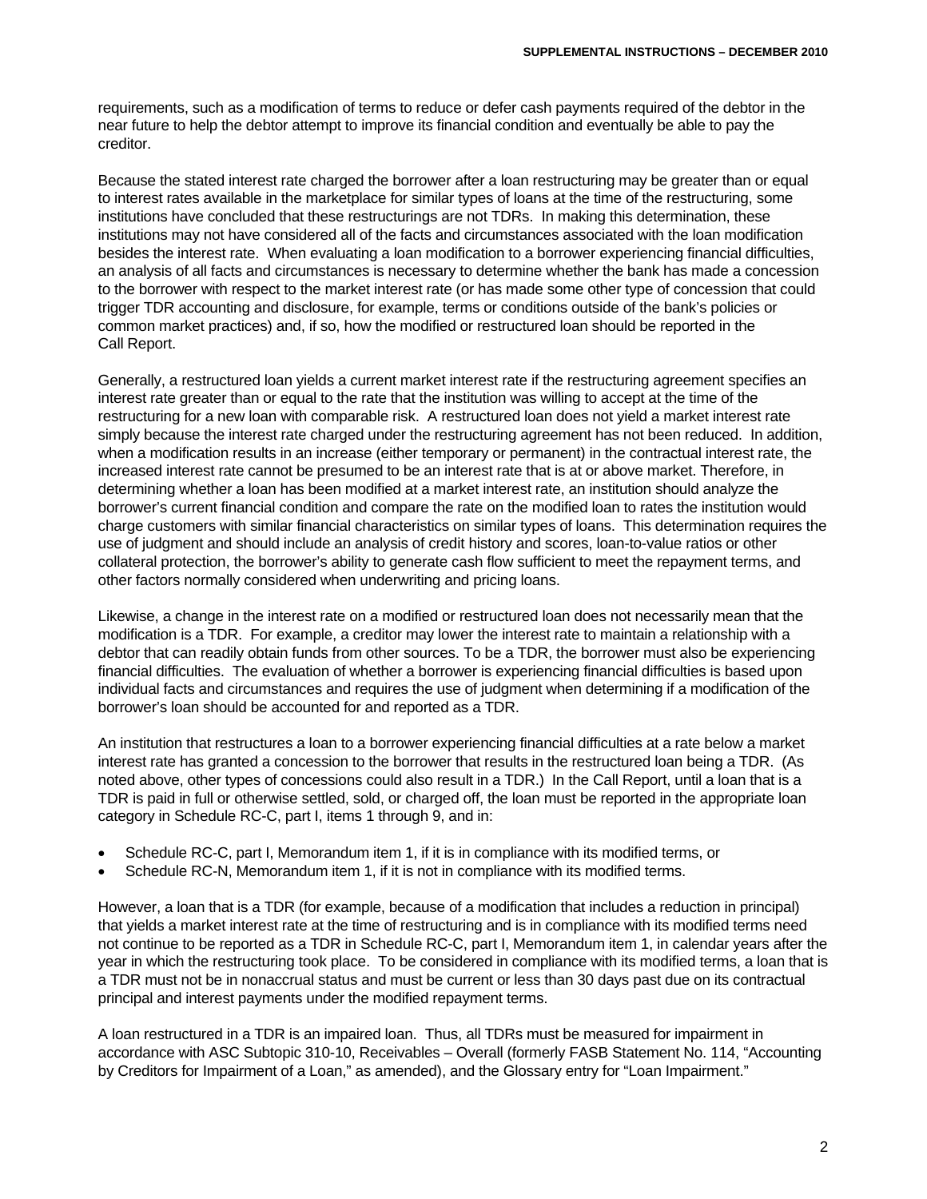requirements, such as a modification of terms to reduce or defer cash payments required of the debtor in the near future to help the debtor attempt to improve its financial condition and eventually be able to pay the creditor.

Because the stated interest rate charged the borrower after a loan restructuring may be greater than or equal to interest rates available in the marketplace for similar types of loans at the time of the restructuring, some institutions have concluded that these restructurings are not TDRs. In making this determination, these institutions may not have considered all of the facts and circumstances associated with the loan modification besides the interest rate. When evaluating a loan modification to a borrower experiencing financial difficulties, an analysis of all facts and circumstances is necessary to determine whether the bank has made a concession to the borrower with respect to the market interest rate (or has made some other type of concession that could trigger TDR accounting and disclosure, for example, terms or conditions outside of the bank's policies or common market practices) and, if so, how the modified or restructured loan should be reported in the Call Report.

Generally, a restructured loan yields a current market interest rate if the restructuring agreement specifies an interest rate greater than or equal to the rate that the institution was willing to accept at the time of the restructuring for a new loan with comparable risk. A restructured loan does not yield a market interest rate simply because the interest rate charged under the restructuring agreement has not been reduced. In addition, when a modification results in an increase (either temporary or permanent) in the contractual interest rate, the increased interest rate cannot be presumed to be an interest rate that is at or above market. Therefore, in determining whether a loan has been modified at a market interest rate, an institution should analyze the borrower's current financial condition and compare the rate on the modified loan to rates the institution would charge customers with similar financial characteristics on similar types of loans. This determination requires the use of judgment and should include an analysis of credit history and scores, loan-to-value ratios or other collateral protection, the borrower's ability to generate cash flow sufficient to meet the repayment terms, and other factors normally considered when underwriting and pricing loans.

Likewise, a change in the interest rate on a modified or restructured loan does not necessarily mean that the modification is a TDR. For example, a creditor may lower the interest rate to maintain a relationship with a debtor that can readily obtain funds from other sources. To be a TDR, the borrower must also be experiencing financial difficulties. The evaluation of whether a borrower is experiencing financial difficulties is based upon individual facts and circumstances and requires the use of judgment when determining if a modification of the borrower's loan should be accounted for and reported as a TDR.

An institution that restructures a loan to a borrower experiencing financial difficulties at a rate below a market interest rate has granted a concession to the borrower that results in the restructured loan being a TDR. (As noted above, other types of concessions could also result in a TDR.) In the Call Report, until a loan that is a TDR is paid in full or otherwise settled, sold, or charged off, the loan must be reported in the appropriate loan category in Schedule RC-C, part I, items 1 through 9, and in:

- Schedule RC-C, part I, Memorandum item 1, if it is in compliance with its modified terms, or
- Schedule RC-N, Memorandum item 1, if it is not in compliance with its modified terms.

However, a loan that is a TDR (for example, because of a modification that includes a reduction in principal) that yields a market interest rate at the time of restructuring and is in compliance with its modified terms need not continue to be reported as a TDR in Schedule RC-C, part I, Memorandum item 1, in calendar years after the year in which the restructuring took place. To be considered in compliance with its modified terms, a loan that is a TDR must not be in nonaccrual status and must be current or less than 30 days past due on its contractual principal and interest payments under the modified repayment terms.

A loan restructured in a TDR is an impaired loan. Thus, all TDRs must be measured for impairment in accordance with ASC Subtopic 310-10, Receivables – Overall (formerly FASB Statement No. 114, "Accounting by Creditors for Impairment of a Loan," as amended), and the Glossary entry for "Loan Impairment."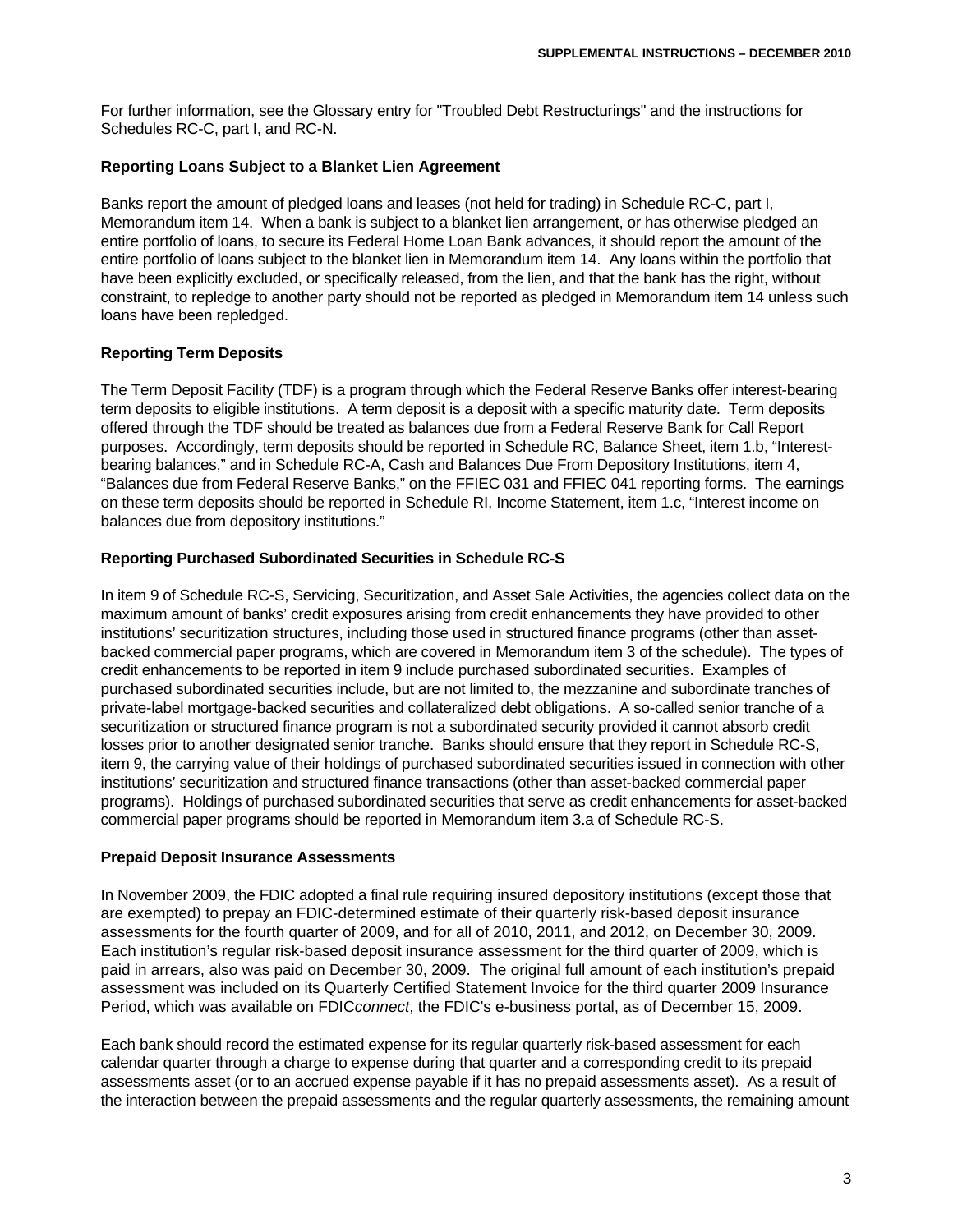For further information, see the Glossary entry for "Troubled Debt Restructurings" and the instructions for Schedules RC-C, part I, and RC-N.

**Reporting Loans Subject to a Blanket Lien Agreement**

Banks report the amount of pledged loans and leases (not held for trading) in Schedule RC-C, part I, Memorandum item 14. When a bank is subject to a blanket lien arrangement, or has otherwise pledged an entire portfolio of loans, to secure its Federal Home Loan Bank advances, it should report the amount of the entire portfolio of loans subject to the blanket lien in Memorandum item 14. Any loans within the portfolio that have been explicitly excluded, or specifically released, from the lien, and that the bank has the right, without constraint, to repledge to another party should not be reported as pledged in Memorandum item 14 unless such loans have been repledged.

**Reporting Term Deposits**

The Term Deposit Facility (TDF) is a program through which the Federal Reserve Banks offer interest-bearing term deposits to eligible institutions. A term deposit is a deposit with a specific maturity date. Term deposits offered through the TDF should be treated as balances due from a Federal Reserve Bank for Call Report purposes. Accordingly, term deposits should be reported in Schedule RC, Balance Sheet, item 1.b, "Interest-bearing balances," and in Schedule RC-A, Cash and Balances Due From Depository Institutions, item 4, "Balances due from Federal Reserve Banks," on the FFIEC 031 and FFIEC 041 reporting forms. The earnings on these term deposits should be reported in Schedule RI, Income Statement, item 1.c, "Interest income on balances due from depository institutions."

**Reporting Purchased Subordinated Securities in Schedule RC-S**

In item 9 of Schedule RC-S, Servicing, Securitization, and Asset Sale Activities, the agencies collect data on the maximum amount of banks' credit exposures arising from credit enhancements they have provided to other institutions' securitization structures, including those used in structured finance programs (other than asset-backed commercial paper programs, which are covered in Memorandum item 3 of the schedule). The types of credit enhancements to be reported in item 9 include purchased subordinated securities. Examples of purchased subordinated securities include, but are not limited to, the mezzanine and subordinate tranches of private-label mortgage-backed securities and collateralized debt obligations. A so-called senior tranche of a securitization or structured finance program is not a subordinated security provided it cannot absorb credit losses prior to another designated senior tranche. Banks should ensure that they report in Schedule RC-S, item 9, the carrying value of their holdings of purchased subordinated securities issued in connection with other institutions' securitization and structured finance transactions (other than asset-backed commercial paper programs). Holdings of purchased subordinated securities that serve as credit enhancements for asset-backed commercial paper programs should be reported in Memorandum item 3.a of Schedule RC-S.

**Prepaid Deposit Insurance Assessments**

In November 2009, the FDIC adopted a final rule requiring insured depository institutions (except those that are exempted) to prepay an FDIC-determined estimate of their quarterly risk-based deposit insurance assessments for the fourth quarter of 2009, and for all of 2010, 2011, and 2012, on December 30, 2009. Each institution's regular risk-based deposit insurance assessment for the third quarter of 2009, which is paid in arrears, also was paid on December 30, 2009. The original full amount of each institution's prepaid assessment was included on its Quarterly Certified Statement Invoice for the third quarter 2009 Insurance Period, which was available on FDIC*connect*, the FDIC's e-business portal, as of December 15, 2009.

Each bank should record the estimated expense for its regular quarterly risk-based assessment for each calendar quarter through a charge to expense during that quarter and a corresponding credit to its prepaid assessments asset (or to an accrued expense payable if it has no prepaid assessments asset). As a result of the interaction between the prepaid assessments and the regular quarterly assessments, the remaining amount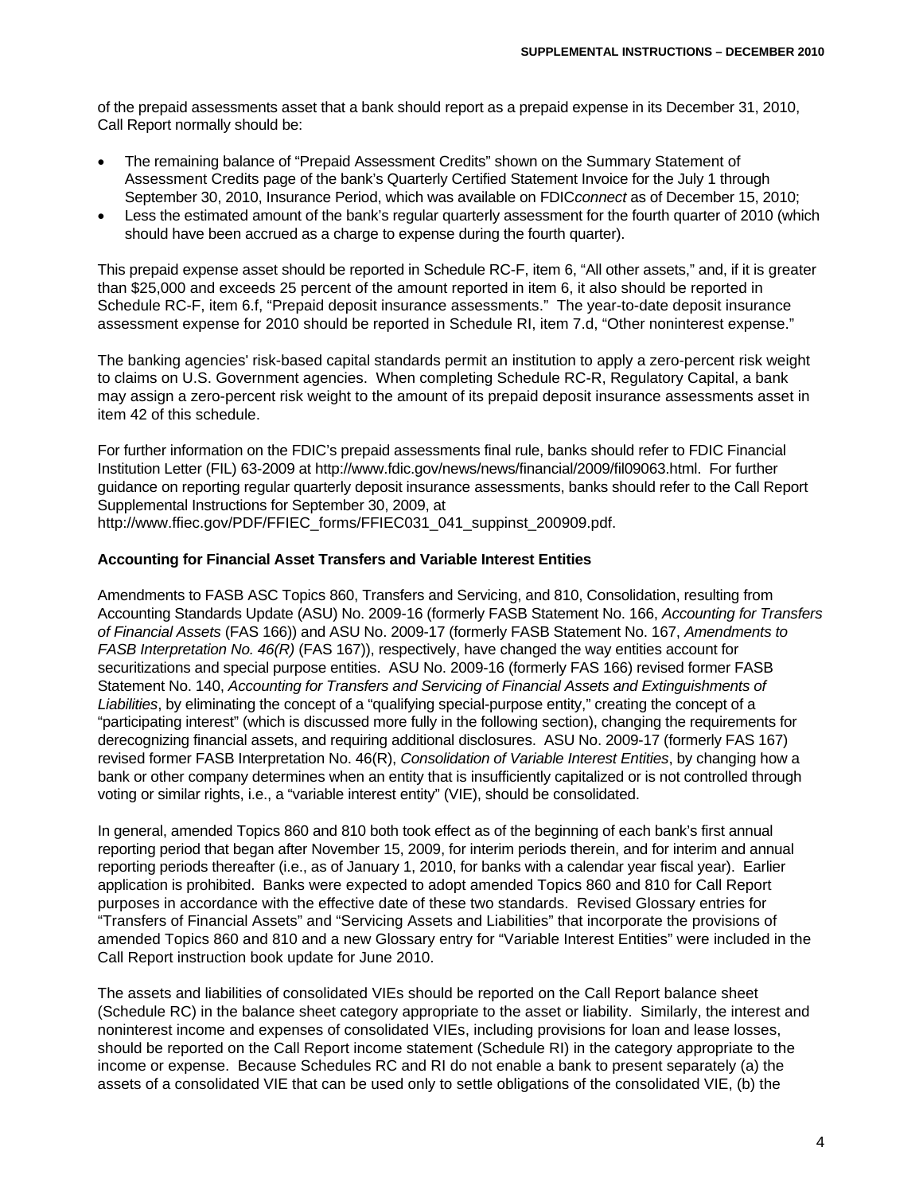of the prepaid assessments asset that a bank should report as a prepaid expense in its December 31, 2010, Call Report normally should be:

- The remaining balance of "Prepaid Assessment Credits" shown on the Summary Statement of Assessment Credits page of the bank's Quarterly Certified Statement Invoice for the July 1 through September 30, 2010, Insurance Period, which was available on FDIC*connect* as of December 15, 2010;
- Less the estimated amount of the bank's regular quarterly assessment for the fourth quarter of 2010 (which should have been accrued as a charge to expense during the fourth quarter).

This prepaid expense asset should be reported in Schedule RC-F, item 6, "All other assets," and, if it is greater than $25,000 and exceeds 25 percent of the amount reported in item 6, it also should be reported in Schedule RC-F, item 6.f, "Prepaid deposit insurance assessments." The year-to-date deposit insurance assessment expense for 2010 should be reported in Schedule RI, item 7.d, "Other noninterest expense."

The banking agencies' risk-based capital standards permit an institution to apply a zero-percent risk weight to claims on U.S. Government agencies. When completing Schedule RC-R, Regulatory Capital, a bank may assign a zero-percent risk weight to the amount of its prepaid deposit insurance assessments asset in item 42 of this schedule.

For further information on the FDIC's prepaid assessments final rule, banks should refer to FDIC Financial Institution Letter (FIL) 63-2009 at http://www.fdic.gov/news/news/financial/2009/fil09063.html. For further guidance on reporting regular quarterly deposit insurance assessments, banks should refer to the Call Report Supplemental Instructions for September 30, 2009, at http://www.ffiec.gov/PDF/FFIEC_forms/FFIEC031_041_suppinst_200909.pdf.

**Accounting for Financial Asset Transfers and Variable Interest Entities**

Amendments to FASB ASC Topics 860, Transfers and Servicing, and 810, Consolidation, resulting from Accounting Standards Update (ASU) No. 2009-16 (formerly FASB Statement No. 166, *Accounting for Transfers of Financial Assets* (FAS 166)) and ASU No. 2009-17 (formerly FASB Statement No. 167, *Amendments to FASB Interpretation No. 46(R)* (FAS 167)), respectively, have changed the way entities account for securitizations and special purpose entities. ASU No. 2009-16 (formerly FAS 166) revised former FASB Statement No. 140, *Accounting for Transfers and Servicing of Financial Assets and Extinguishments of Liabilities*, by eliminating the concept of a "qualifying special-purpose entity," creating the concept of a "participating interest" (which is discussed more fully in the following section), changing the requirements for derecognizing financial assets, and requiring additional disclosures. ASU No. 2009-17 (formerly FAS 167) revised former FASB Interpretation No. 46(R), *Consolidation of Variable Interest Entities*, by changing how a bank or other company determines when an entity that is insufficiently capitalized or is not controlled through voting or similar rights, i.e., a "variable interest entity" (VIE), should be consolidated.

In general, amended Topics 860 and 810 both took effect as of the beginning of each bank's first annual reporting period that began after November 15, 2009, for interim periods therein, and for interim and annual reporting periods thereafter (i.e., as of January 1, 2010, for banks with a calendar year fiscal year). Earlier application is prohibited. Banks were expected to adopt amended Topics 860 and 810 for Call Report purposes in accordance with the effective date of these two standards. Revised Glossary entries for "Transfers of Financial Assets" and "Servicing Assets and Liabilities" that incorporate the provisions of amended Topics 860 and 810 and a new Glossary entry for "Variable Interest Entities" were included in the Call Report instruction book update for June 2010.

The assets and liabilities of consolidated VIEs should be reported on the Call Report balance sheet (Schedule RC) in the balance sheet category appropriate to the asset or liability. Similarly, the interest and noninterest income and expenses of consolidated VIEs, including provisions for loan and lease losses, should be reported on the Call Report income statement (Schedule RI) in the category appropriate to the income or expense. Because Schedules RC and RI do not enable a bank to present separately (a) the assets of a consolidated VIE that can be used only to settle obligations of the consolidated VIE, (b) the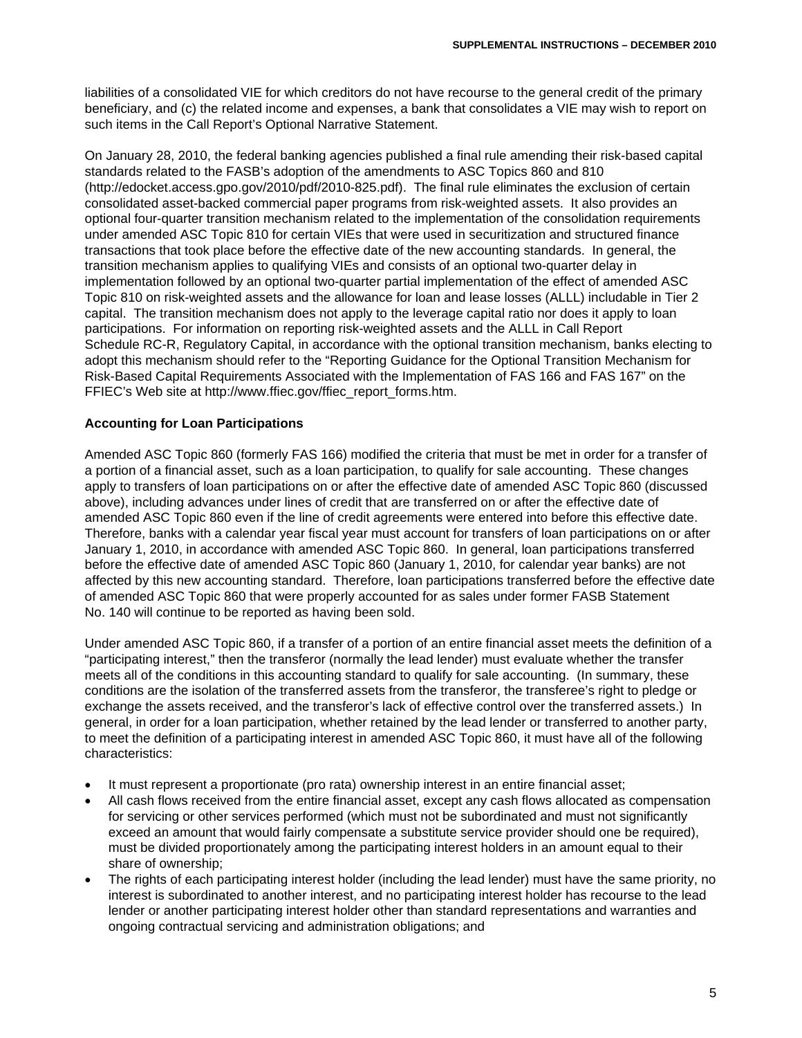liabilities of a consolidated VIE for which creditors do not have recourse to the general credit of the primary beneficiary, and (c) the related income and expenses, a bank that consolidates a VIE may wish to report on such items in the Call Report's Optional Narrative Statement.

On January 28, 2010, the federal banking agencies published a final rule amending their risk-based capital standards related to the FASB's adoption of the amendments to ASC Topics 860 and 810 (http://edocket.access.gpo.gov/2010/pdf/2010-825.pdf). The final rule eliminates the exclusion of certain consolidated asset-backed commercial paper programs from risk-weighted assets. It also provides an optional four-quarter transition mechanism related to the implementation of the consolidation requirements under amended ASC Topic 810 for certain VIEs that were used in securitization and structured finance transactions that took place before the effective date of the new accounting standards. In general, the transition mechanism applies to qualifying VIEs and consists of an optional two-quarter delay in implementation followed by an optional two-quarter partial implementation of the effect of amended ASC Topic 810 on risk-weighted assets and the allowance for loan and lease losses (ALLL) includable in Tier 2 capital. The transition mechanism does not apply to the leverage capital ratio nor does it apply to loan participations. For information on reporting risk-weighted assets and the ALLL in Call Report Schedule RC-R, Regulatory Capital, in accordance with the optional transition mechanism, banks electing to adopt this mechanism should refer to the "Reporting Guidance for the Optional Transition Mechanism for Risk-Based Capital Requirements Associated with the Implementation of FAS 166 and FAS 167" on the FFIEC's Web site at http://www.ffiec.gov/ffiec_report_forms.htm.

**Accounting for Loan Participations**

Amended ASC Topic 860 (formerly FAS 166) modified the criteria that must be met in order for a transfer of a portion of a financial asset, such as a loan participation, to qualify for sale accounting. These changes apply to transfers of loan participations on or after the effective date of amended ASC Topic 860 (discussed above), including advances under lines of credit that are transferred on or after the effective date of amended ASC Topic 860 even if the line of credit agreements were entered into before this effective date. Therefore, banks with a calendar year fiscal year must account for transfers of loan participations on or after January 1, 2010, in accordance with amended ASC Topic 860. In general, loan participations transferred before the effective date of amended ASC Topic 860 (January 1, 2010, for calendar year banks) are not affected by this new accounting standard. Therefore, loan participations transferred before the effective date of amended ASC Topic 860 that were properly accounted for as sales under former FASB Statement No. 140 will continue to be reported as having been sold.

Under amended ASC Topic 860, if a transfer of a portion of an entire financial asset meets the definition of a "participating interest," then the transferor (normally the lead lender) must evaluate whether the transfer meets all of the conditions in this accounting standard to qualify for sale accounting. (In summary, these conditions are the isolation of the transferred assets from the transferor, the transferee's right to pledge or exchange the assets received, and the transferor's lack of effective control over the transferred assets.) In general, in order for a loan participation, whether retained by the lead lender or transferred to another party, to meet the definition of a participating interest in amended ASC Topic 860, it must have all of the following characteristics:

- It must represent a proportionate (pro rata) ownership interest in an entire financial asset;
- All cash flows received from the entire financial asset, except any cash flows allocated as compensation for servicing or other services performed (which must not be subordinated and must not significantly exceed an amount that would fairly compensate a substitute service provider should one be required), must be divided proportionately among the participating interest holders in an amount equal to their share of ownership;
- The rights of each participating interest holder (including the lead lender) must have the same priority, no interest is subordinated to another interest, and no participating interest holder has recourse to the lead lender or another participating interest holder other than standard representations and warranties and ongoing contractual servicing and administration obligations; and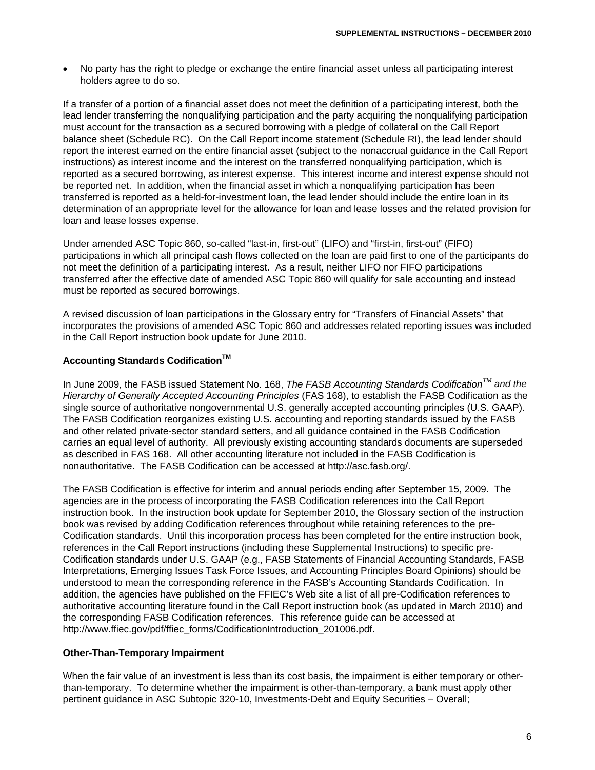- No party has the right to pledge or exchange the entire financial asset unless all participating interest holders agree to do so.

If a transfer of a portion of a financial asset does not meet the definition of a participating interest, both the lead lender transferring the nonqualifying participation and the party acquiring the nonqualifying participation must account for the transaction as a secured borrowing with a pledge of collateral on the Call Report balance sheet (Schedule RC). On the Call Report income statement (Schedule RI), the lead lender should report the interest earned on the entire financial asset (subject to the nonaccrual guidance in the Call Report instructions) as interest income and the interest on the transferred nonqualifying participation, which is reported as a secured borrowing, as interest expense. This interest income and interest expense should not be reported net. In addition, when the financial asset in which a nonqualifying participation has been transferred is reported as a held-for-investment loan, the lead lender should include the entire loan in its determination of an appropriate level for the allowance for loan and lease losses and the related provision for loan and lease losses expense.

Under amended ASC Topic 860, so-called "last-in, first-out" (LIFO) and "first-in, first-out" (FIFO) participations in which all principal cash flows collected on the loan are paid first to one of the participants do not meet the definition of a participating interest. As a result, neither LIFO nor FIFO participations transferred after the effective date of amended ASC Topic 860 will qualify for sale accounting and instead must be reported as secured borrowings.

A revised discussion of loan participations in the Glossary entry for "Transfers of Financial Assets" that incorporates the provisions of amended ASC Topic 860 and addresses related reporting issues was included in the Call Report instruction book update for June 2010.

**Accounting Standards Codification™**

In June 2009, the FASB issued Statement No. 168, *The FASB Accounting Standards Codification™ and the Hierarchy of Generally Accepted Accounting Principles* (FAS 168), to establish the FASB Codification as the single source of authoritative nongovernmental U.S. generally accepted accounting principles (U.S. GAAP). The FASB Codification reorganizes existing U.S. accounting and reporting standards issued by the FASB and other related private-sector standard setters, and all guidance contained in the FASB Codification carries an equal level of authority. All previously existing accounting standards documents are superseded as described in FAS 168. All other accounting literature not included in the FASB Codification is nonauthoritative. The FASB Codification can be accessed at http://asc.fasb.org/.

The FASB Codification is effective for interim and annual periods ending after September 15, 2009. The agencies are in the process of incorporating the FASB Codification references into the Call Report instruction book. In the instruction book update for September 2010, the Glossary section of the instruction book was revised by adding Codification references throughout while retaining references to the pre-Codification standards. Until this incorporation process has been completed for the entire instruction book, references in the Call Report instructions (including these Supplemental Instructions) to specific pre-Codification standards under U.S. GAAP (e.g., FASB Statements of Financial Accounting Standards, FASB Interpretations, Emerging Issues Task Force Issues, and Accounting Principles Board Opinions) should be understood to mean the corresponding reference in the FASB's Accounting Standards Codification. In addition, the agencies have published on the FFIEC's Web site a list of all pre-Codification references to authoritative accounting literature found in the Call Report instruction book (as updated in March 2010) and the corresponding FASB Codification references. This reference guide can be accessed at http://www.ffiec.gov/pdf/ffiec_forms/CodificationIntroduction_201006.pdf.

**Other-Than-Temporary Impairment**

When the fair value of an investment is less than its cost basis, the impairment is either temporary or other-than-temporary. To determine whether the impairment is other-than-temporary, a bank must apply other pertinent guidance in ASC Subtopic 320-10, Investments-Debt and Equity Securities – Overall;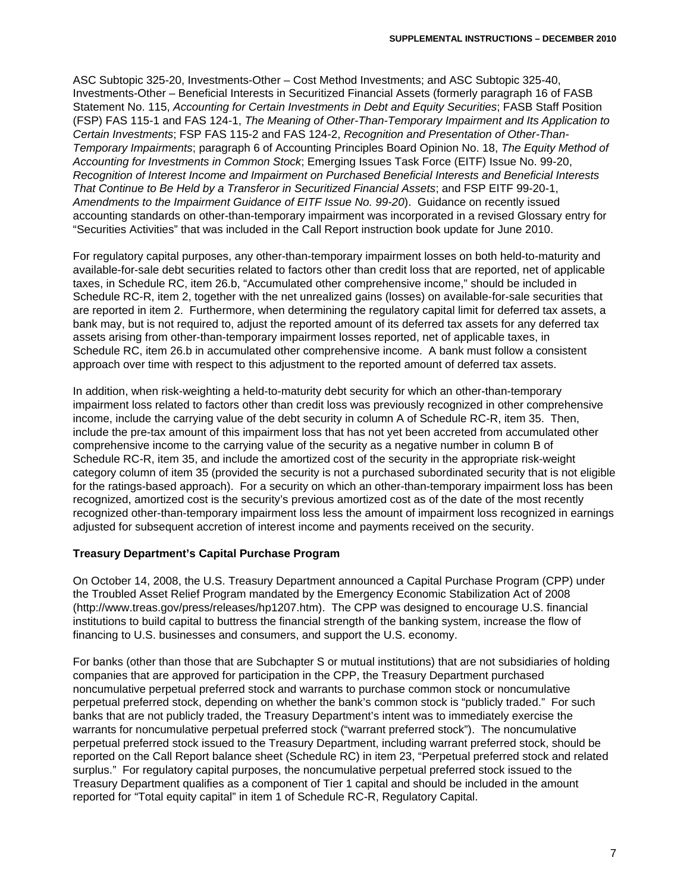ASC Subtopic 325-20, Investments-Other – Cost Method Investments; and ASC Subtopic 325-40, Investments-Other – Beneficial Interests in Securitized Financial Assets (formerly paragraph 16 of FASB Statement No. 115, *Accounting for Certain Investments in Debt and Equity Securities*; FASB Staff Position (FSP) FAS 115-1 and FAS 124-1, *The Meaning of Other-Than-Temporary Impairment and Its Application to Certain Investments*; FSP FAS 115-2 and FAS 124-2, *Recognition and Presentation of Other-Than-Temporary Impairments*; paragraph 6 of Accounting Principles Board Opinion No. 18, *The Equity Method of Accounting for Investments in Common Stock*; Emerging Issues Task Force (EITF) Issue No. 99-20, *Recognition of Interest Income and Impairment on Purchased Beneficial Interests and Beneficial Interests That Continue to Be Held by a Transferor in Securitized Financial Assets*; and FSP EITF 99-20-1, *Amendments to the Impairment Guidance of EITF Issue No. 99-20*). Guidance on recently issued accounting standards on other-than-temporary impairment was incorporated in a revised Glossary entry for "Securities Activities" that was included in the Call Report instruction book update for June 2010.

For regulatory capital purposes, any other-than-temporary impairment losses on both held-to-maturity and available-for-sale debt securities related to factors other than credit loss that are reported, net of applicable taxes, in Schedule RC, item 26.b, "Accumulated other comprehensive income," should be included in Schedule RC-R, item 2, together with the net unrealized gains (losses) on available-for-sale securities that are reported in item 2. Furthermore, when determining the regulatory capital limit for deferred tax assets, a bank may, but is not required to, adjust the reported amount of its deferred tax assets for any deferred tax assets arising from other-than-temporary impairment losses reported, net of applicable taxes, in Schedule RC, item 26.b in accumulated other comprehensive income. A bank must follow a consistent approach over time with respect to this adjustment to the reported amount of deferred tax assets.

In addition, when risk-weighting a held-to-maturity debt security for which an other-than-temporary impairment loss related to factors other than credit loss was previously recognized in other comprehensive income, include the carrying value of the debt security in column A of Schedule RC-R, item 35. Then, include the pre-tax amount of this impairment loss that has not yet been accreted from accumulated other comprehensive income to the carrying value of the security as a negative number in column B of Schedule RC-R, item 35, and include the amortized cost of the security in the appropriate risk-weight category column of item 35 (provided the security is not a purchased subordinated security that is not eligible for the ratings-based approach). For a security on which an other-than-temporary impairment loss has been recognized, amortized cost is the security's previous amortized cost as of the date of the most recently recognized other-than-temporary impairment loss less the amount of impairment loss recognized in earnings adjusted for subsequent accretion of interest income and payments received on the security.

**Treasury Department's Capital Purchase Program**

On October 14, 2008, the U.S. Treasury Department announced a Capital Purchase Program (CPP) under the Troubled Asset Relief Program mandated by the Emergency Economic Stabilization Act of 2008 (http://www.treas.gov/press/releases/hp1207.htm). The CPP was designed to encourage U.S. financial institutions to build capital to buttress the financial strength of the banking system, increase the flow of financing to U.S. businesses and consumers, and support the U.S. economy.

For banks (other than those that are Subchapter S or mutual institutions) that are not subsidiaries of holding companies that are approved for participation in the CPP, the Treasury Department purchased noncumulative perpetual preferred stock and warrants to purchase common stock or noncumulative perpetual preferred stock, depending on whether the bank's common stock is "publicly traded." For such banks that are not publicly traded, the Treasury Department's intent was to immediately exercise the warrants for noncumulative perpetual preferred stock ("warrant preferred stock"). The noncumulative perpetual preferred stock issued to the Treasury Department, including warrant preferred stock, should be reported on the Call Report balance sheet (Schedule RC) in item 23, "Perpetual preferred stock and related surplus." For regulatory capital purposes, the noncumulative perpetual preferred stock issued to the Treasury Department qualifies as a component of Tier 1 capital and should be included in the amount reported for "Total equity capital" in item 1 of Schedule RC-R, Regulatory Capital.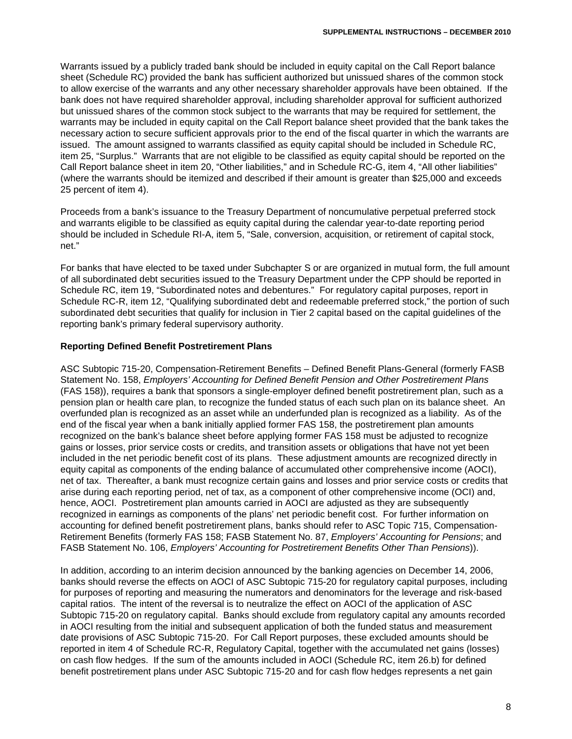Warrants issued by a publicly traded bank should be included in equity capital on the Call Report balance sheet (Schedule RC) provided the bank has sufficient authorized but unissued shares of the common stock to allow exercise of the warrants and any other necessary shareholder approvals have been obtained. If the bank does not have required shareholder approval, including shareholder approval for sufficient authorized but unissued shares of the common stock subject to the warrants that may be required for settlement, the warrants may be included in equity capital on the Call Report balance sheet provided that the bank takes the necessary action to secure sufficient approvals prior to the end of the fiscal quarter in which the warrants are issued. The amount assigned to warrants classified as equity capital should be included in Schedule RC, item 25, "Surplus." Warrants that are not eligible to be classified as equity capital should be reported on the Call Report balance sheet in item 20, "Other liabilities," and in Schedule RC-G, item 4, "All other liabilities" (where the warrants should be itemized and described if their amount is greater than $25,000 and exceeds 25 percent of item 4).

Proceeds from a bank's issuance to the Treasury Department of noncumulative perpetual preferred stock and warrants eligible to be classified as equity capital during the calendar year-to-date reporting period should be included in Schedule RI-A, item 5, "Sale, conversion, acquisition, or retirement of capital stock, net."

For banks that have elected to be taxed under Subchapter S or are organized in mutual form, the full amount of all subordinated debt securities issued to the Treasury Department under the CPP should be reported in Schedule RC, item 19, "Subordinated notes and debentures." For regulatory capital purposes, report in Schedule RC-R, item 12, "Qualifying subordinated debt and redeemable preferred stock," the portion of such subordinated debt securities that qualify for inclusion in Tier 2 capital based on the capital guidelines of the reporting bank's primary federal supervisory authority.

**Reporting Defined Benefit Postretirement Plans**

ASC Subtopic 715-20, Compensation-Retirement Benefits – Defined Benefit Plans-General (formerly FASB Statement No. 158, *Employers' Accounting for Defined Benefit Pension and Other Postretirement Plans* (FAS 158)), requires a bank that sponsors a single-employer defined benefit postretirement plan, such as a pension plan or health care plan, to recognize the funded status of each such plan on its balance sheet. An overfunded plan is recognized as an asset while an underfunded plan is recognized as a liability. As of the end of the fiscal year when a bank initially applied former FAS 158, the postretirement plan amounts recognized on the bank's balance sheet before applying former FAS 158 must be adjusted to recognize gains or losses, prior service costs or credits, and transition assets or obligations that have not yet been included in the net periodic benefit cost of its plans. These adjustment amounts are recognized directly in equity capital as components of the ending balance of accumulated other comprehensive income (AOCI), net of tax. Thereafter, a bank must recognize certain gains and losses and prior service costs or credits that arise during each reporting period, net of tax, as a component of other comprehensive income (OCI) and, hence, AOCI. Postretirement plan amounts carried in AOCI are adjusted as they are subsequently recognized in earnings as components of the plans' net periodic benefit cost. For further information on accounting for defined benefit postretirement plans, banks should refer to ASC Topic 715, Compensation-Retirement Benefits (formerly FAS 158; FASB Statement No. 87, *Employers' Accounting for Pensions*; and FASB Statement No. 106, *Employers' Accounting for Postretirement Benefits Other Than Pensions*)).

In addition, according to an interim decision announced by the banking agencies on December 14, 2006, banks should reverse the effects on AOCI of ASC Subtopic 715-20 for regulatory capital purposes, including for purposes of reporting and measuring the numerators and denominators for the leverage and risk-based capital ratios. The intent of the reversal is to neutralize the effect on AOCI of the application of ASC Subtopic 715-20 on regulatory capital. Banks should exclude from regulatory capital any amounts recorded in AOCI resulting from the initial and subsequent application of both the funded status and measurement date provisions of ASC Subtopic 715-20. For Call Report purposes, these excluded amounts should be reported in item 4 of Schedule RC-R, Regulatory Capital, together with the accumulated net gains (losses) on cash flow hedges. If the sum of the amounts included in AOCI (Schedule RC, item 26.b) for defined benefit postretirement plans under ASC Subtopic 715-20 and for cash flow hedges represents a net gain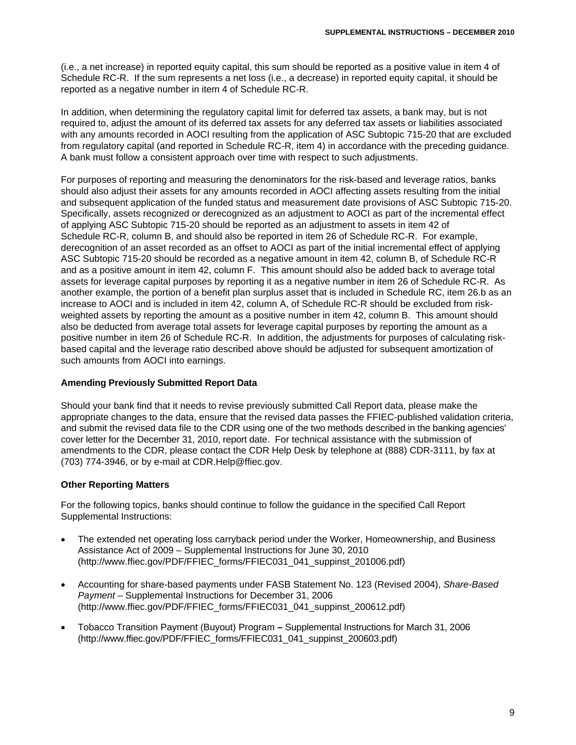(i.e., a net increase) in reported equity capital, this sum should be reported as a positive value in item 4 of Schedule RC-R. If the sum represents a net loss (i.e., a decrease) in reported equity capital, it should be reported as a negative number in item 4 of Schedule RC-R.

In addition, when determining the regulatory capital limit for deferred tax assets, a bank may, but is not required to, adjust the amount of its deferred tax assets for any deferred tax assets or liabilities associated with any amounts recorded in AOCI resulting from the application of ASC Subtopic 715-20 that are excluded from regulatory capital (and reported in Schedule RC-R, item 4) in accordance with the preceding guidance. A bank must follow a consistent approach over time with respect to such adjustments.

For purposes of reporting and measuring the denominators for the risk-based and leverage ratios, banks should also adjust their assets for any amounts recorded in AOCI affecting assets resulting from the initial and subsequent application of the funded status and measurement date provisions of ASC Subtopic 715-20. Specifically, assets recognized or derecognized as an adjustment to AOCI as part of the incremental effect of applying ASC Subtopic 715-20 should be reported as an adjustment to assets in item 42 of Schedule RC-R, column B, and should also be reported in item 26 of Schedule RC-R. For example, derecognition of an asset recorded as an offset to AOCI as part of the initial incremental effect of applying ASC Subtopic 715-20 should be recorded as a negative amount in item 42, column B, of Schedule RC-R and as a positive amount in item 42, column F. This amount should also be added back to average total assets for leverage capital purposes by reporting it as a negative number in item 26 of Schedule RC-R. As another example, the portion of a benefit plan surplus asset that is included in Schedule RC, item 26.b as an increase to AOCI and is included in item 42, column A, of Schedule RC-R should be excluded from risk-weighted assets by reporting the amount as a positive number in item 42, column B. This amount should also be deducted from average total assets for leverage capital purposes by reporting the amount as a positive number in item 26 of Schedule RC-R. In addition, the adjustments for purposes of calculating risk-based capital and the leverage ratio described above should be adjusted for subsequent amortization of such amounts from AOCI into earnings.

**Amending Previously Submitted Report Data**

Should your bank find that it needs to revise previously submitted Call Report data, please make the appropriate changes to the data, ensure that the revised data passes the FFIEC-published validation criteria, and submit the revised data file to the CDR using one of the two methods described in the banking agencies' cover letter for the December 31, 2010, report date. For technical assistance with the submission of amendments to the CDR, please contact the CDR Help Desk by telephone at (888) CDR-3111, by fax at (703) 774-3946, or by e-mail at CDR.Help@ffiec.gov.

**Other Reporting Matters**

For the following topics, banks should continue to follow the guidance in the specified Call Report Supplemental Instructions:

- The extended net operating loss carryback period under the Worker, Homeownership, and Business Assistance Act of 2009 – Supplemental Instructions for June 30, 2010 (http://www.ffiec.gov/PDF/FFIEC_forms/FFIEC031_041_suppinst_201006.pdf)
- Accounting for share-based payments under FASB Statement No. 123 (Revised 2004), *Share-Based Payment* – Supplemental Instructions for December 31, 2006 (http://www.ffiec.gov/PDF/FFIEC_forms/FFIEC031_041_suppinst_200612.pdf)
- Tobacco Transition Payment (Buyout) Program **–** Supplemental Instructions for March 31, 2006 (http://www.ffiec.gov/PDF/FFIEC_forms/FFIEC031_041_suppinst_200603.pdf)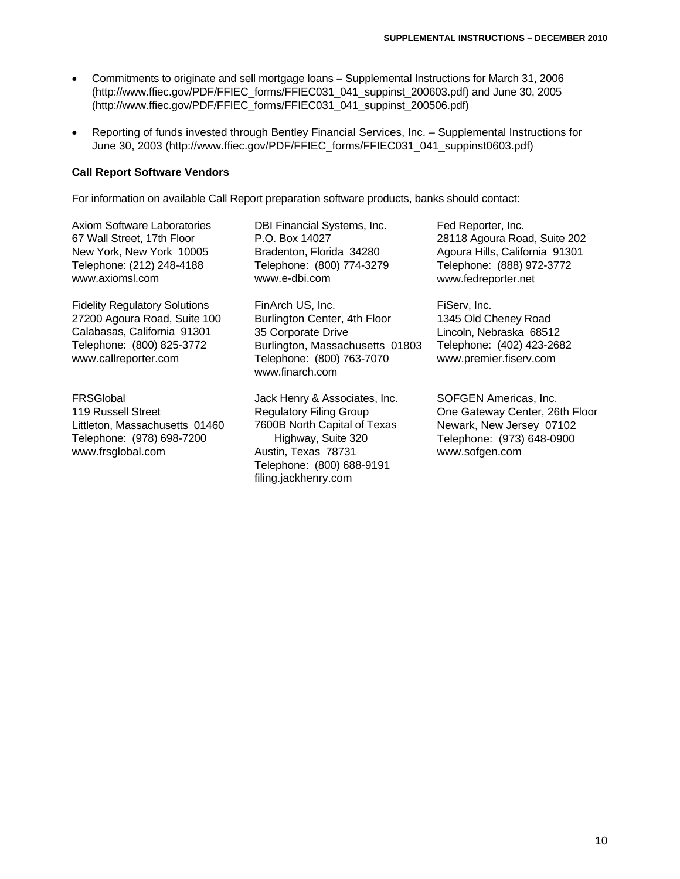- Commitments to originate and sell mortgage loans **–** Supplemental Instructions for March 31, 2006 (http://www.ffiec.gov/PDF/FFIEC_forms/FFIEC031_041_suppinst_200603.pdf) and June 30, 2005 (http://www.ffiec.gov/PDF/FFIEC_forms/FFIEC031_041_suppinst_200506.pdf)

- Reporting of funds invested through Bentley Financial Services, Inc. – Supplemental Instructions for June 30, 2003 (http://www.ffiec.gov/PDF/FFIEC_forms/FFIEC031_041_suppinst0603.pdf)

**Call Report Software Vendors**

For information on available Call Report preparation software products, banks should contact:

Axiom Software Laboratories
67 Wall Street, 17th Floor
New York, New York 10005
Telephone: (212) 248-4188
www.axiomsl.com

DBI Financial Systems, Inc.
P.O. Box 14027
Bradenton, Florida 34280
Telephone: (800) 774-3279
www.e-dbi.com

Fed Reporter, Inc.
28118 Agoura Road, Suite 202
Agoura Hills, California 91301
Telephone: (888) 972-3772
www.fedreporter.net

Fidelity Regulatory Solutions
27200 Agoura Road, Suite 100
Calabasas, California 91301
Telephone: (800) 825-3772
www.callreporter.com

FinArch US, Inc.
Burlington Center, 4th Floor
35 Corporate Drive
Burlington, Massachusetts 01803
Telephone: (800) 763-7070
www.finarch.com

FiServ, Inc.
1345 Old Cheney Road
Lincoln, Nebraska 68512
Telephone: (402) 423-2682
www.premier.fiserv.com

FRSGlobal
119 Russell Street
Littleton, Massachusetts 01460
Telephone: (978) 698-7200
www.frsglobal.com

Jack Henry & Associates, Inc.
Regulatory Filing Group
7600B North Capital of Texas Highway, Suite 320
Austin, Texas 78731
Telephone: (800) 688-9191
filing.jackhenry.com

SOFGEN Americas, Inc.
One Gateway Center, 26th Floor
Newark, New Jersey 07102
Telephone: (973) 648-0900
www.sofgen.com